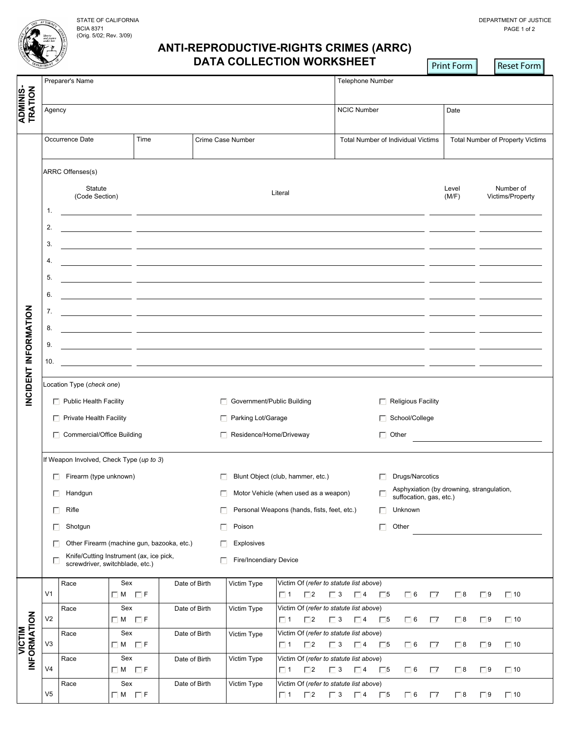STATE OF CALIFORNIA
BCIA 8371
(Orig. 5/02; Rev. 3/09)

DEPARTMENT OF JUSTICE

# ANTI-REPRODUCTIVE-RIGHTS CRIMES (ARRC) DATA COLLECTION WORKSHEET

Print Form | Reset Form

## ADMINISTRATION

| Preparer's Name | | Telephone Number |
|---|---|---|
| Agency | NCIC Number | Date |

## INCIDENT INFORMATION

| Occurrence Date | Time | Crime Case Number | Total Number of Individual Victims | Total Number of Property Victims |
|---|---|---|---|---|
| | | | | |

ARRC Offenses(s)

| | Statute (Code Section) | Literal | Level (M/F) | Number of Victims/Property |
|---|---|---|---|---|
| 1. | | | | |
| 2. | | | | |
| 3. | | | | |
| 4. | | | | |
| 5. | | | | |
| 6. | | | | |
| 7. | | | | |
| 8. | | | | |
| 9. | | | | |
| 10. | | | | |

Location Type (*check one*)

- ☐ Public Health Facility
- ☐ Private Health Facility
- ☐ Commercial/Office Building
- ☐ Government/Public Building
- ☐ Parking Lot/Garage
- ☐ Residence/Home/Driveway
- ☐ Religious Facility
- ☐ School/College
- ☐ Other ______________________

If Weapon Involved, Check Type (*up to 3*)

- ☐ Firearm (type unknown)
- ☐ Handgun
- ☐ Rifle
- ☐ Shotgun
- ☐ Other Firearm (machine gun, bazooka, etc.)
- ☐ Knife/Cutting Instrument (ax, ice pick, screwdriver, switchblade, etc.)
- ☐ Blunt Object (club, hammer, etc.)
- ☐ Motor Vehicle (when used as a weapon)
- ☐ Personal Weapons (hands, fists, feet, etc.)
- ☐ Poison
- ☐ Explosives
- ☐ Fire/Incendiary Device
- ☐ Drugs/Narcotics
- ☐ Asphyxiation (by drowning, strangulation, suffocation, gas, etc.)
- ☐ Unknown
- ☐ Other ______________________

## VICTIM INFORMATION

| | Race | Sex | Date of Birth | Victim Type | Victim Of (*refer to statute list above*) |
|---|---|---|---|---|---|
| V1 | | ☐ M ☐ F | | | ☐ 1 ☐ 2 ☐ 3 ☐ 4 ☐ 5 ☐ 6 ☐ 7 ☐ 8 ☐ 9 ☐ 10 |
| V2 | | ☐ M ☐ F | | | ☐ 1 ☐ 2 ☐ 3 ☐ 4 ☐ 5 ☐ 6 ☐ 7 ☐ 8 ☐ 9 ☐ 10 |
| V3 | | ☐ M ☐ F | | | ☐ 1 ☐ 2 ☐ 3 ☐ 4 ☐ 5 ☐ 6 ☐ 7 ☐ 8 ☐ 9 ☐ 10 |
| V4 | | ☐ M ☐ F | | | ☐ 1 ☐ 2 ☐ 3 ☐ 4 ☐ 5 ☐ 6 ☐ 7 ☐ 8 ☐ 9 ☐ 10 |
| V5 | | ☐ M ☐ F | | | ☐ 1 ☐ 2 ☐ 3 ☐ 4 ☐ 5 ☐ 6 ☐ 7 ☐ 8 ☐ 9 ☐ 10 |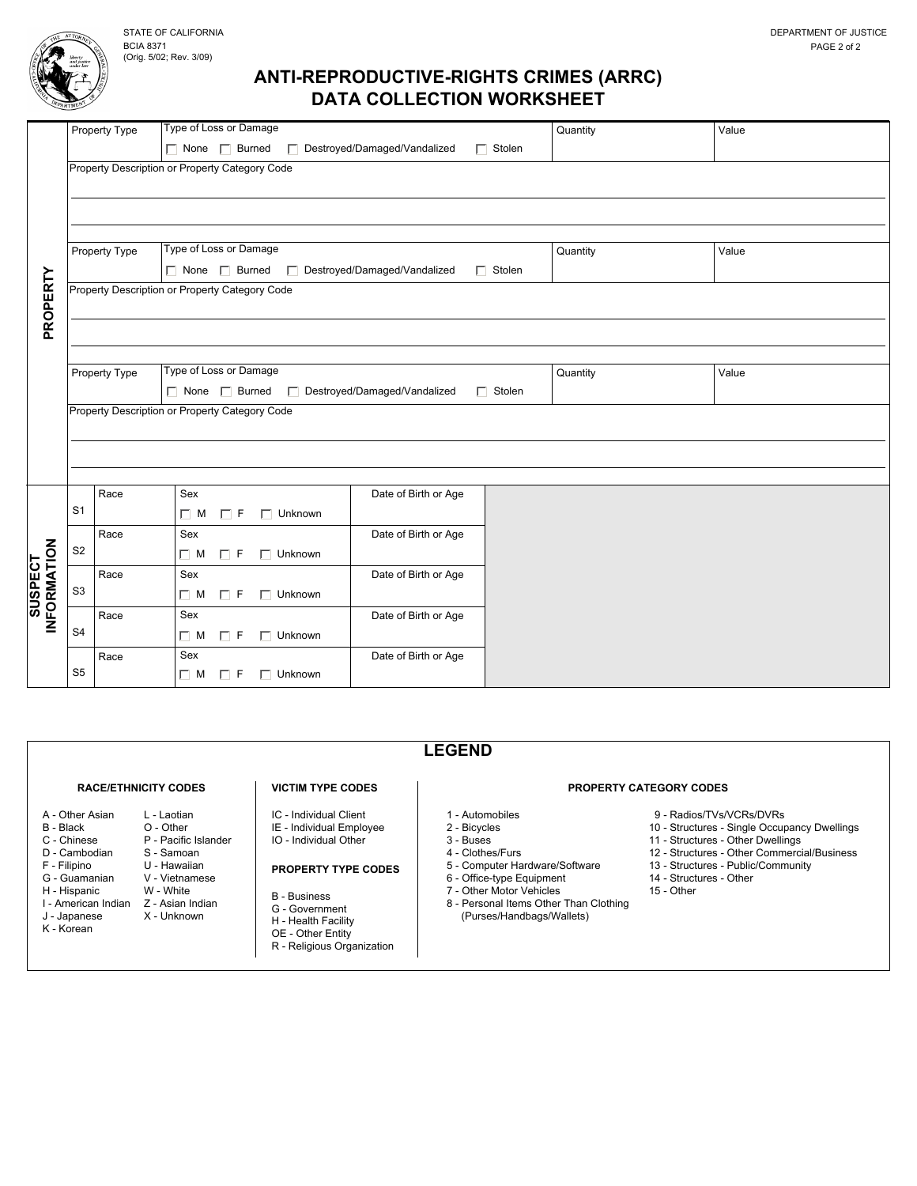STATE OF CALIFORNIA
BCIA 8371
(Orig. 5/02; Rev. 3/09)

DEPARTMENT OF JUSTICE

# ANTI-REPRODUCTIVE-RIGHTS CRIMES (ARRC) DATA COLLECTION WORKSHEET

## PROPERTY

| Property Type | Type of Loss or Damage | Quantity | Value |
|---|---|---|---|
| | ☐ None ☐ Burned ☐ Destroyed/Damaged/Vandalized ☐ Stolen | | |
| Property Description or Property Category Code | | | |
| Property Type | Type of Loss or Damage | Quantity | Value |
| | ☐ None ☐ Burned ☐ Destroyed/Damaged/Vandalized ☐ Stolen | | |
| Property Description or Property Category Code | | | |
| Property Type | Type of Loss or Damage | Quantity | Value |
| | ☐ None ☐ Burned ☐ Destroyed/Damaged/Vandalized ☐ Stolen | | |
| Property Description or Property Category Code | | | |

## SUSPECT INFORMATION

| | Race | Sex | Date of Birth or Age |
|---|---|---|---|
| S1 | | ☐ M ☐ F ☐ Unknown | |
| S2 | | ☐ M ☐ F ☐ Unknown | |
| S3 | | ☐ M ☐ F ☐ Unknown | |
| S4 | | ☐ M ☐ F ☐ Unknown | |
| S5 | | ☐ M ☐ F ☐ Unknown | |

## LEGEND

### RACE/ETHNICITY CODES

- A - Other Asian
- B - Black
- C - Chinese
- D - Cambodian
- F - Filipino
- G - Guamanian
- H - Hispanic
- I - American Indian
- J - Japanese
- K - Korean
- L - Laotian
- O - Other
- P - Pacific Islander
- S - Samoan
- U - Hawaiian
- V - Vietnamese
- W - White
- Z - Asian Indian
- X - Unknown

### VICTIM TYPE CODES

- IC - Individual Client
- IE - Individual Employee
- IO - Individual Other

### PROPERTY TYPE CODES

- B - Business
- G - Government
- H - Health Facility
- OE - Other Entity
- R - Religious Organization

### PROPERTY CATEGORY CODES

- 1 - Automobiles
- 2 - Bicycles
- 3 - Buses
- 4 - Clothes/Furs
- 5 - Computer Hardware/Software
- 6 - Office-type Equipment
- 7 - Other Motor Vehicles
- 8 - Personal Items Other Than Clothing (Purses/Handbags/Wallets)
- 9 - Radios/TVs/VCRs/DVRs
- 10 - Structures - Single Occupancy Dwellings
- 11 - Structures - Other Dwellings
- 12 - Structures - Other Commercial/Business
- 13 - Structures - Public/Community
- 14 - Structures - Other
- 15 - Other